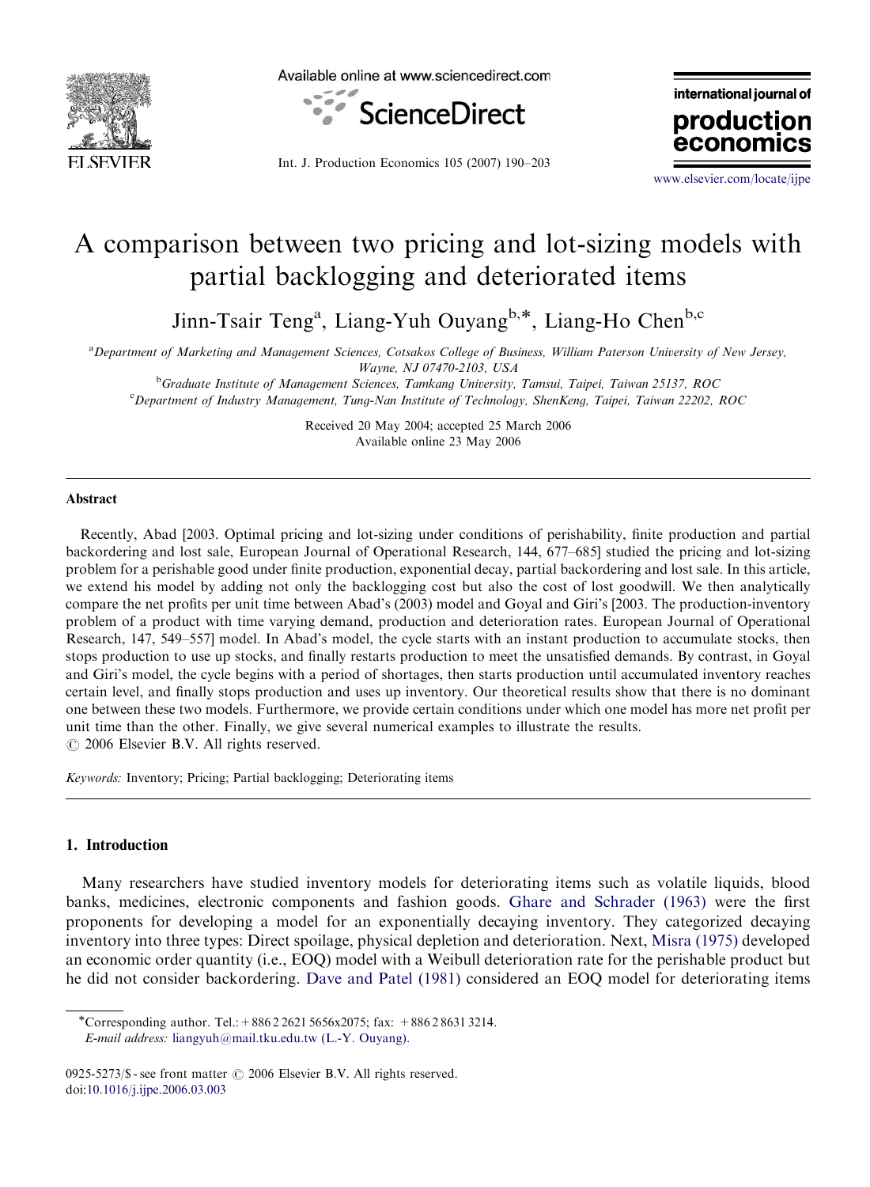# A comparison between two pricing and lot-sizing models with partial backlogging and deteriorated items

Jinn-Tsair Teng[a], Liang-Yuh Ouyang[b,*], Liang-Ho Chen[b,c]

[a]*Department of Marketing and Management Sciences, Cotsakos College of Business, William Paterson University of New Jersey, Wayne, NJ 07470-2103, USA*

[b]*Graduate Institute of Management Sciences, Tamkang University, Tamsui, Taipei, Taiwan 25137, ROC*

[c]*Department of Industry Management, Tung-Nan Institute of Technology, ShenKeng, Taipei, Taiwan 22202, ROC*

Received 20 May 2004; accepted 25 March 2006
Available online 23 May 2006

## Abstract

Recently, Abad [2003. Optimal pricing and lot-sizing under conditions of perishability, finite production and partial backordering and lost sale, European Journal of Operational Research, 144, 677–685] studied the pricing and lot-sizing problem for a perishable good under finite production, exponential decay, partial backordering and lost sale. In this article, we extend his model by adding not only the backlogging cost but also the cost of lost goodwill. We then analytically compare the net profits per unit time between Abad's (2003) model and Goyal and Giri's [2003. The production-inventory problem of a product with time varying demand, production and deterioration rates. European Journal of Operational Research, 147, 549–557] model. In Abad's model, the cycle starts with an instant production to accumulate stocks, then stops production to use up stocks, and finally restarts production to meet the unsatisfied demands. By contrast, in Goyal and Giri's model, the cycle begins with a period of shortages, then starts production until accumulated inventory reaches certain level, and finally stops production and uses up inventory. Our theoretical results show that there is no dominant one between these two models. Furthermore, we provide certain conditions under which one model has more net profit per unit time than the other. Finally, we give several numerical examples to illustrate the results.

© 2006 Elsevier B.V. All rights reserved.

*Keywords:* Inventory; Pricing; Partial backlogging; Deteriorating items

## 1. Introduction

Many researchers have studied inventory models for deteriorating items such as volatile liquids, blood banks, medicines, electronic components and fashion goods. Ghare and Schrader (1963) were the first proponents for developing a model for an exponentially decaying inventory. They categorized decaying inventory into three types: Direct spoilage, physical depletion and deterioration. Next, Misra (1975) developed an economic order quantity (i.e., EOQ) model with a Weibull deterioration rate for the perishable product but he did not consider backordering. Dave and Patel (1981) considered an EOQ model for deteriorating items

---

*Corresponding author. Tel.: +886 2 2621 5656x2075; fax: +886 2 8631 3214.
*E-mail address:* liangyuh@mail.tku.edu.tw (L.-Y. Ouyang).

0925-5273/$ - see front matter © 2006 Elsevier B.V. All rights reserved.
doi:10.1016/j.ijpe.2006.03.003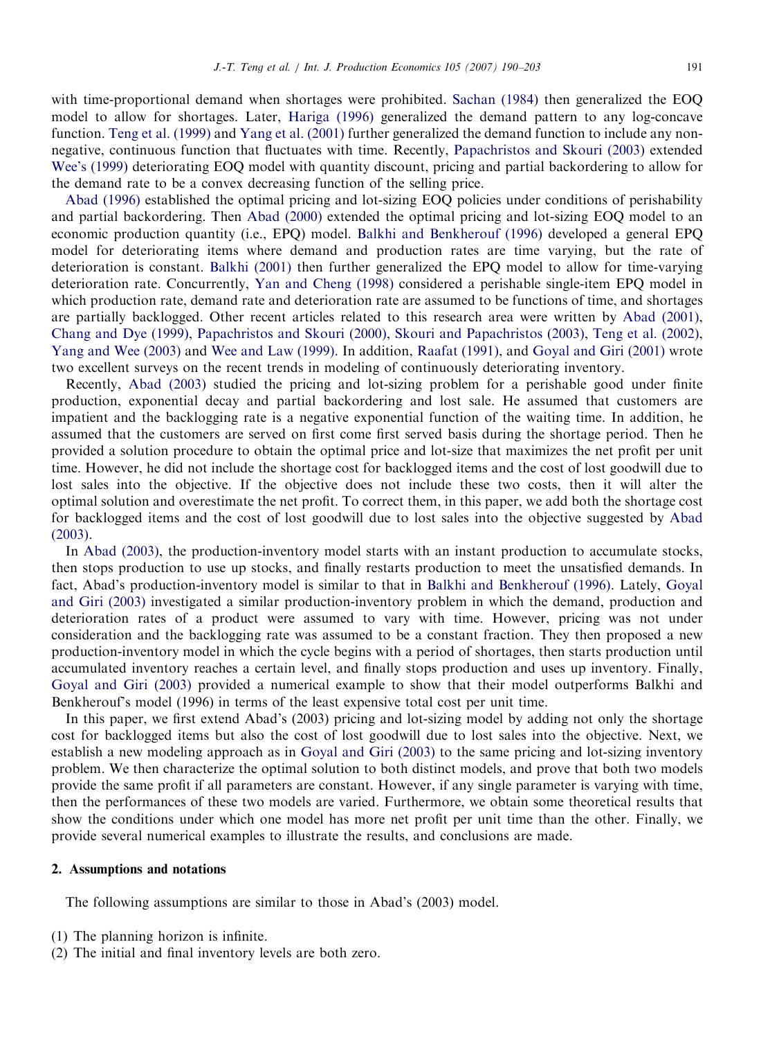with time-proportional demand when shortages were prohibited. Sachan (1984) then generalized the EOQ model to allow for shortages. Later, Hariga (1996) generalized the demand pattern to any log-concave function. Teng et al. (1999) and Yang et al. (2001) further generalized the demand function to include any non-negative, continuous function that fluctuates with time. Recently, Papachristos and Skouri (2003) extended Wee's (1999) deteriorating EOQ model with quantity discount, pricing and partial backordering to allow for the demand rate to be a convex decreasing function of the selling price.

Abad (1996) established the optimal pricing and lot-sizing EOQ policies under conditions of perishability and partial backordering. Then Abad (2000) extended the optimal pricing and lot-sizing EOQ model to an economic production quantity (i.e., EPQ) model. Balkhi and Benkherouf (1996) developed a general EPQ model for deteriorating items where demand and production rates are time varying, but the rate of deterioration is constant. Balkhi (2001) then further generalized the EPQ model to allow for time-varying deterioration rate. Concurrently, Yan and Cheng (1998) considered a perishable single-item EPQ model in which production rate, demand rate and deterioration rate are assumed to be functions of time, and shortages are partially backlogged. Other recent articles related to this research area were written by Abad (2001), Chang and Dye (1999), Papachristos and Skouri (2000), Skouri and Papachristos (2003), Teng et al. (2002), Yang and Wee (2003) and Wee and Law (1999). In addition, Raafat (1991), and Goyal and Giri (2001) wrote two excellent surveys on the recent trends in modeling of continuously deteriorating inventory.

Recently, Abad (2003) studied the pricing and lot-sizing problem for a perishable good under finite production, exponential decay and partial backordering and lost sale. He assumed that customers are impatient and the backlogging rate is a negative exponential function of the waiting time. In addition, he assumed that the customers are served on first come first served basis during the shortage period. Then he provided a solution procedure to obtain the optimal price and lot-size that maximizes the net profit per unit time. However, he did not include the shortage cost for backlogged items and the cost of lost goodwill due to lost sales into the objective. If the objective does not include these two costs, then it will alter the optimal solution and overestimate the net profit. To correct them, in this paper, we add both the shortage cost for backlogged items and the cost of lost goodwill due to lost sales into the objective suggested by Abad (2003).

In Abad (2003), the production-inventory model starts with an instant production to accumulate stocks, then stops production to use up stocks, and finally restarts production to meet the unsatisfied demands. In fact, Abad's production-inventory model is similar to that in Balkhi and Benkherouf (1996). Lately, Goyal and Giri (2003) investigated a similar production-inventory problem in which the demand, production and deterioration rates of a product were assumed to vary with time. However, pricing was not under consideration and the backlogging rate was assumed to be a constant fraction. They then proposed a new production-inventory model in which the cycle begins with a period of shortages, then starts production until accumulated inventory reaches a certain level, and finally stops production and uses up inventory. Finally, Goyal and Giri (2003) provided a numerical example to show that their model outperforms Balkhi and Benkherouf's model (1996) in terms of the least expensive total cost per unit time.

In this paper, we first extend Abad's (2003) pricing and lot-sizing model by adding not only the shortage cost for backlogged items but also the cost of lost goodwill due to lost sales into the objective. Next, we establish a new modeling approach as in Goyal and Giri (2003) to the same pricing and lot-sizing inventory problem. We then characterize the optimal solution to both distinct models, and prove that both two models provide the same profit if all parameters are constant. However, if any single parameter is varying with time, then the performances of these two models are varied. Furthermore, we obtain some theoretical results that show the conditions under which one model has more net profit per unit time than the other. Finally, we provide several numerical examples to illustrate the results, and conclusions are made.

## 2. Assumptions and notations

The following assumptions are similar to those in Abad's (2003) model.

(1) The planning horizon is infinite.
(2) The initial and final inventory levels are both zero.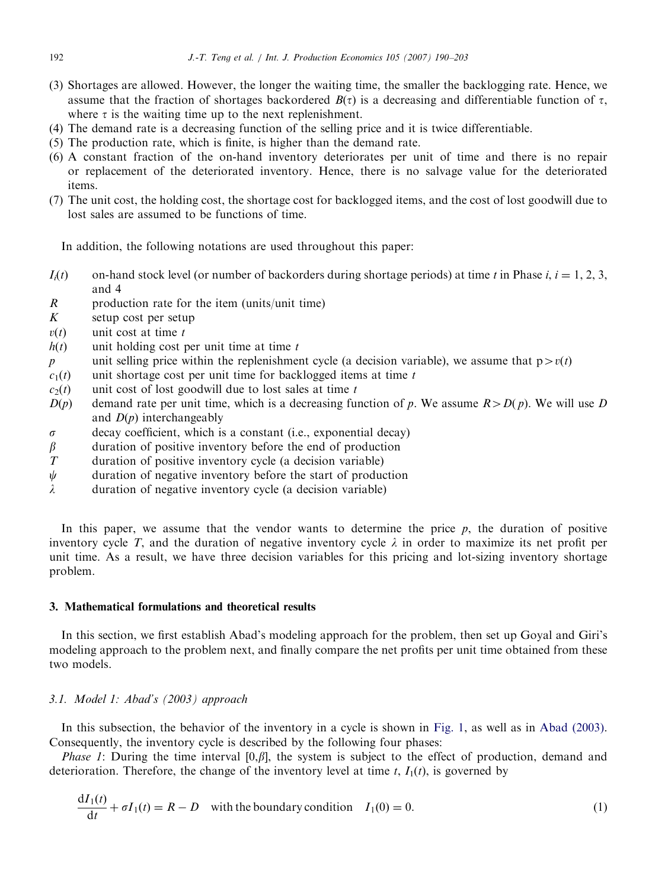(3) Shortages are allowed. However, the longer the waiting time, the smaller the backlogging rate. Hence, we assume that the fraction of shortages backordered $B(\tau)$ is a decreasing and differentiable function of $\tau$, where $\tau$ is the waiting time up to the next replenishment.
(4) The demand rate is a decreasing function of the selling price and it is twice differentiable.
(5) The production rate, which is finite, is higher than the demand rate.
(6) A constant fraction of the on-hand inventory deteriorates per unit of time and there is no repair or replacement of the deteriorated inventory. Hence, there is no salvage value for the deteriorated items.
(7) The unit cost, the holding cost, the shortage cost for backlogged items, and the cost of lost goodwill due to lost sales are assumed to be functions of time.

In addition, the following notations are used throughout this paper:

- $I_i(t)$ on-hand stock level (or number of backorders during shortage periods) at time $t$ in Phase $i$, $i = 1, 2, 3,$ and 4
- $R$ production rate for the item (units/unit time)
- $K$ setup cost per setup
- $v(t)$ unit cost at time $t$
- $h(t)$ unit holding cost per unit time at time $t$
- $p$ unit selling price within the replenishment cycle (a decision variable), we assume that $p > v(t)$
- $c_1(t)$ unit shortage cost per unit time for backlogged items at time $t$
- $c_2(t)$ unit cost of lost goodwill due to lost sales at time $t$
- $D(p)$ demand rate per unit time, which is a decreasing function of $p$. We assume $R > D(p)$. We will use $D$ and $D(p)$ interchangeably
- $\sigma$ decay coefficient, which is a constant (i.e., exponential decay)
- $\beta$ duration of positive inventory before the end of production
- $T$ duration of positive inventory cycle (a decision variable)
- $\psi$ duration of negative inventory before the start of production
- $\lambda$ duration of negative inventory cycle (a decision variable)

In this paper, we assume that the vendor wants to determine the price $p$, the duration of positive inventory cycle $T$, and the duration of negative inventory cycle $\lambda$ in order to maximize its net profit per unit time. As a result, we have three decision variables for this pricing and lot-sizing inventory shortage problem.

## 3. Mathematical formulations and theoretical results

In this section, we first establish Abad's modeling approach for the problem, then set up Goyal and Giri's modeling approach to the problem next, and finally compare the net profits per unit time obtained from these two models.

### 3.1. Model 1: Abad's (2003) approach

In this subsection, the behavior of the inventory in a cycle is shown in Fig. 1, as well as in Abad (2003). Consequently, the inventory cycle is described by the following four phases:

*Phase 1*: During the time interval $[0,\beta]$, the system is subject to the effect of production, demand and deterioration. Therefore, the change of the inventory level at time $t$, $I_1(t)$, is governed by

$$\frac{\mathrm{d}I_1(t)}{\mathrm{d}t} + \sigma I_1(t) = R - D \quad \text{with the boundary condition} \quad I_1(0) = 0. \tag{1}$$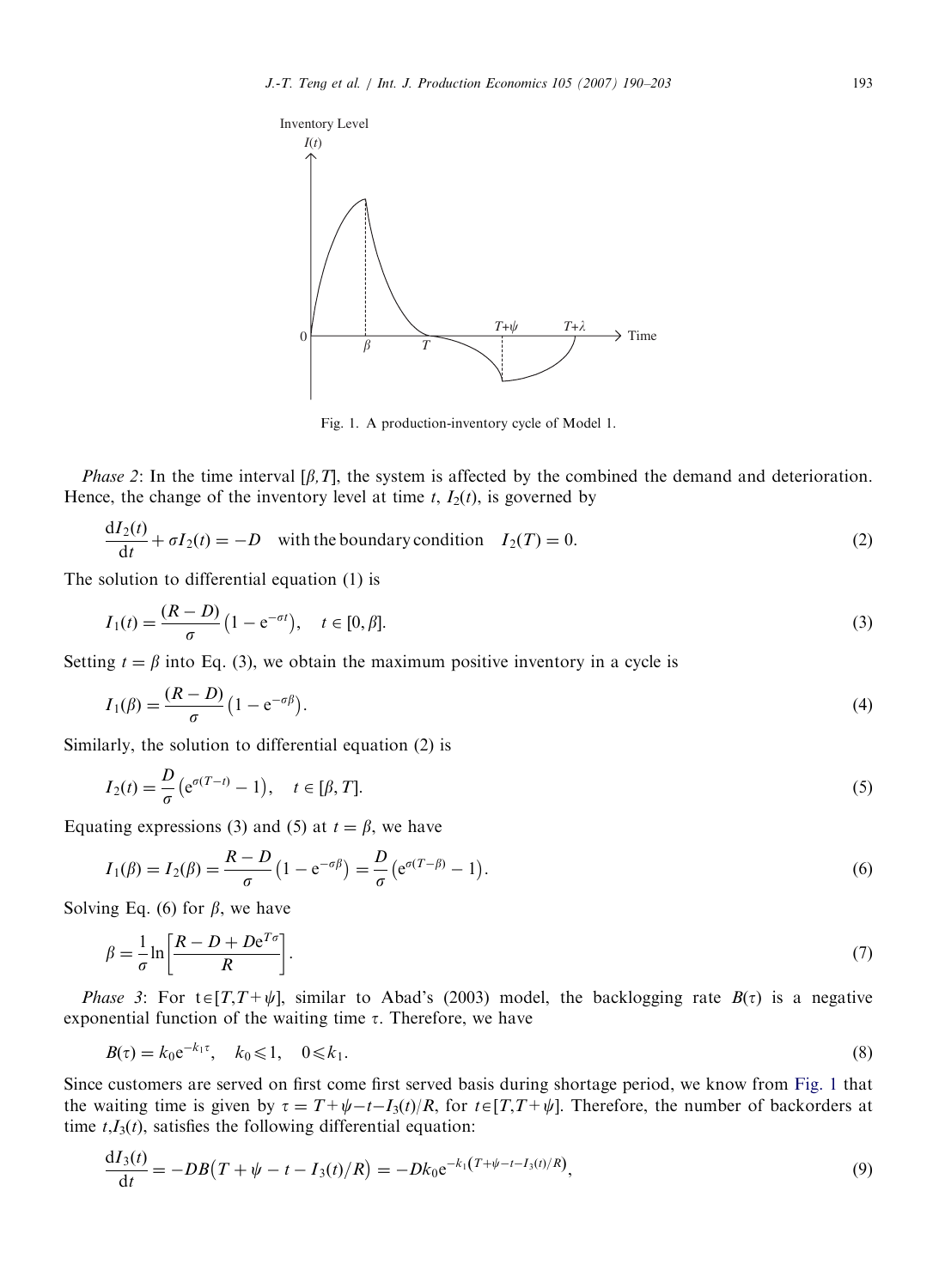Fig. 1. A production-inventory cycle of Model 1.

*Phase 2*: In the time interval $[\beta, T]$, the system is affected by the combined the demand and deterioration. Hence, the change of the inventory level at time $t$, $I_2(t)$, is governed by

$$\frac{dI_2(t)}{dt} + \sigma I_2(t) = -D \quad \text{with the boundary condition} \quad I_2(T) = 0. \tag{2}$$

The solution to differential equation (1) is

$$I_1(t) = \frac{(R-D)}{\sigma}\left(1 - e^{-\sigma t}\right), \quad t \in [0, \beta]. \tag{3}$$

Setting $t = \beta$ into Eq. (3), we obtain the maximum positive inventory in a cycle is

$$I_1(\beta) = \frac{(R-D)}{\sigma}\left(1 - e^{-\sigma \beta}\right). \tag{4}$$

Similarly, the solution to differential equation (2) is

$$I_2(t) = \frac{D}{\sigma}\left(e^{\sigma(T-t)} - 1\right), \quad t \in [\beta, T]. \tag{5}$$

Equating expressions (3) and (5) at $t = \beta$, we have

$$I_1(\beta) = I_2(\beta) = \frac{R-D}{\sigma}\left(1 - e^{-\sigma\beta}\right) = \frac{D}{\sigma}\left(e^{\sigma(T-\beta)} - 1\right). \tag{6}$$

Solving Eq. (6) for $\beta$, we have

$$\beta = \frac{1}{\sigma}\ln\left[\frac{R - D + De^{T\sigma}}{R}\right]. \tag{7}$$

*Phase 3*: For $t \in [T, T+\psi]$, similar to Abad's (2003) model, the backlogging rate $B(\tau)$ is a negative exponential function of the waiting time $\tau$. Therefore, we have

$$B(\tau) = k_0 e^{-k_1 \tau}, \quad k_0 \leqslant 1, \quad 0 \leqslant k_1. \tag{8}$$

Since customers are served on first come first served basis during shortage period, we know from Fig. 1 that the waiting time is given by $\tau = T + \psi - t - I_3(t)/R$, for $t \in [T, T+\psi]$. Therefore, the number of backorders at time $t$, $I_3(t)$, satisfies the following differential equation:

$$\frac{dI_3(t)}{dt} = -DB\left(T + \psi - t - I_3(t)/R\right) = -Dk_0 e^{-k_1\left(T+\psi-t-I_3(t)/R\right)}, \tag{9}$$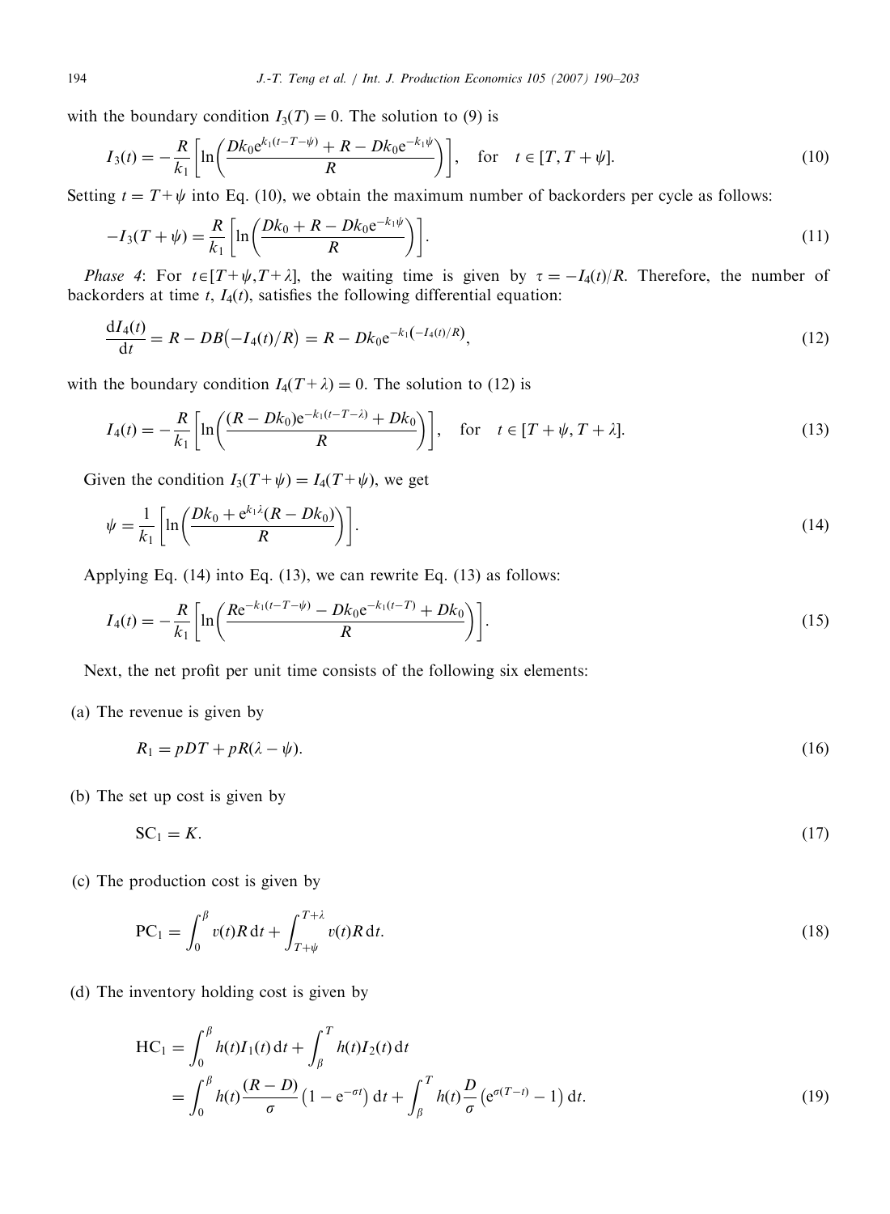with the boundary condition $I_3(T) = 0$. The solution to (9) is

$$I_3(t) = -\frac{R}{k_1}\left[\ln\left(\frac{Dk_0 e^{k_1(t-T-\psi)} + R - Dk_0 e^{-k_1\psi}}{R}\right)\right], \quad \text{for} \quad t \in [T, T+\psi]. \tag{10}$$

Setting $t = T+\psi$ into Eq. (10), we obtain the maximum number of backorders per cycle as follows:

$$-I_3(T+\psi) = \frac{R}{k_1}\left[\ln\left(\frac{Dk_0 + R - Dk_0 e^{-k_1\psi}}{R}\right)\right]. \tag{11}$$

*Phase 4*: For $t \in [T+\psi, T+\lambda]$, the waiting time is given by $\tau = -I_4(t)/R$. Therefore, the number of backorders at time $t$, $I_4(t)$, satisfies the following differential equation:

$$\frac{dI_4(t)}{dt} = R - DB(-I_4(t)/R) = R - Dk_0 e^{-k_1(-I_4(t)/R)}, \tag{12}$$

with the boundary condition $I_4(T+\lambda) = 0$. The solution to (12) is

$$I_4(t) = -\frac{R}{k_1}\left[\ln\left(\frac{(R - Dk_0)e^{-k_1(t-T-\lambda)} + Dk_0}{R}\right)\right], \quad \text{for} \quad t \in [T+\psi, T+\lambda]. \tag{13}$$

Given the condition $I_3(T+\psi) = I_4(T+\psi)$, we get

$$\psi = \frac{1}{k_1}\left[\ln\left(\frac{Dk_0 + e^{k_1\lambda}(R - Dk_0)}{R}\right)\right]. \tag{14}$$

Applying Eq. (14) into Eq. (13), we can rewrite Eq. (13) as follows:

$$I_4(t) = -\frac{R}{k_1}\left[\ln\left(\frac{Re^{-k_1(t-T-\psi)} - Dk_0 e^{-k_1(t-T)} + Dk_0}{R}\right)\right]. \tag{15}$$

Next, the net profit per unit time consists of the following six elements:

(a) The revenue is given by

$$R_1 = pDT + pR(\lambda - \psi). \tag{16}$$

(b) The set up cost is given by

$$\text{SC}_1 = K. \tag{17}$$

(c) The production cost is given by

$$\text{PC}_1 = \int_0^\beta v(t)R\,dt + \int_{T+\psi}^{T+\lambda} v(t)R\,dt. \tag{18}$$

(d) The inventory holding cost is given by

$$\begin{aligned}\text{HC}_1 &= \int_0^\beta h(t)I_1(t)\,dt + \int_\beta^T h(t)I_2(t)\,dt \\ &= \int_0^\beta h(t)\frac{(R-D)}{\sigma}\left(1 - e^{-\sigma t}\right)dt + \int_\beta^T h(t)\frac{D}{\sigma}\left(e^{\sigma(T-t)} - 1\right)dt.\end{aligned} \tag{19}$$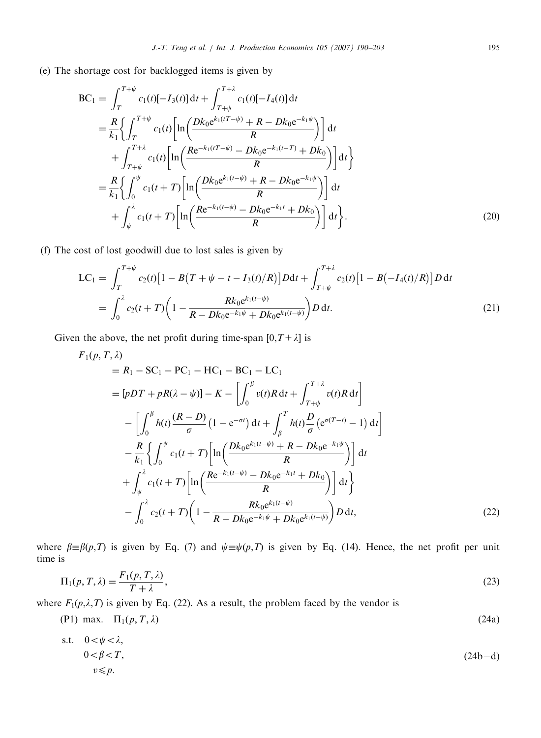(e) The shortage cost for backlogged items is given by

$$
\begin{aligned}
\mathrm{BC}_1 &= \int_T^{T+\psi} c_1(t)[-I_3(t)]\,\mathrm{d}t + \int_{T+\psi}^{T+\lambda} c_1(t)[-I_4(t)]\,\mathrm{d}t \\
&= \frac{R}{k_1}\left\{ \int_T^{T+\psi} c_1(t)\left[\ln\left(\frac{Dk_0 \mathrm{e}^{k_1(tT-\psi)} + R - Dk_0 \mathrm{e}^{-k_1\psi}}{R}\right)\right]\mathrm{d}t \right. \\
&\quad \left. + \int_{T+\psi}^{T+\lambda} c_1(t)\left[\ln\left(\frac{R\mathrm{e}^{-k_1(tT-\psi)} - Dk_0 \mathrm{e}^{-k_1(t-T)} + Dk_0}{R}\right)\right]\mathrm{d}t \right\} \\
&= \frac{R}{k_1}\left\{ \int_0^{\psi} c_1(t+T)\left[\ln\left(\frac{Dk_0 \mathrm{e}^{k_1(t-\psi)} + R - Dk_0 \mathrm{e}^{-k_1\psi}}{R}\right)\right]\mathrm{d}t \right. \\
&\quad \left. + \int_{\psi}^{\lambda} c_1(t+T)\left[\ln\left(\frac{R\mathrm{e}^{-k_1(t-\psi)} - Dk_0 \mathrm{e}^{-k_1 t} + Dk_0}{R}\right)\right]\mathrm{d}t \right\}.
\end{aligned} \tag{20}
$$

(f) The cost of lost goodwill due to lost sales is given by

$$
\begin{aligned}
\mathrm{LC}_1 &= \int_T^{T+\psi} c_2(t)\left[1 - B\left(T+\psi-t-I_3(t)/R\right)\right]D\mathrm{d}t + \int_{T+\psi}^{T+\lambda} c_2(t)\left[1 - B\left(-I_4(t)/R\right)\right]D\,\mathrm{d}t \\
&= \int_0^{\lambda} c_2(t+T)\left(1 - \frac{Rk_0\mathrm{e}^{k_1(t-\psi)}}{R - Dk_0\mathrm{e}^{-k_1\psi} + Dk_0\mathrm{e}^{k_1(t-\psi)}}\right)D\,\mathrm{d}t.
\end{aligned} \tag{21}
$$

Given the above, the net profit during time-span $[0, T+\lambda]$ is

$$
\begin{aligned}
&F_1(p,T,\lambda) \\
&\quad = R_1 - \mathrm{SC}_1 - \mathrm{PC}_1 - \mathrm{HC}_1 - \mathrm{BC}_1 - \mathrm{LC}_1 \\
&\quad = [pDT + pR(\lambda-\psi)] - K - \left[\int_0^{\beta} v(t)R\,\mathrm{d}t + \int_{T+\psi}^{T+\lambda} v(t)R\,\mathrm{d}t\right] \\
&\qquad - \left[\int_0^{\beta} h(t)\frac{(R-D)}{\sigma}\left(1-\mathrm{e}^{-\sigma t}\right)\mathrm{d}t + \int_{\beta}^{T} h(t)\frac{D}{\sigma}\left(\mathrm{e}^{\sigma(T-t)}-1\right)\mathrm{d}t\right] \\
&\qquad - \frac{R}{k_1}\left\{\int_0^{\psi} c_1(t+T)\left[\ln\left(\frac{Dk_0\mathrm{e}^{k_1(t-\psi)} + R - Dk_0\mathrm{e}^{-k_1\psi}}{R}\right)\right]\mathrm{d}t \right. \\
&\qquad \left. + \int_{\psi}^{\lambda} c_1(t+T)\left[\ln\left(\frac{R\mathrm{e}^{-k_1(t-\psi)} - Dk_0\mathrm{e}^{-k_1 t} + Dk_0}{R}\right)\right]\mathrm{d}t\right\} \\
&\qquad - \int_0^{\lambda} c_2(t+T)\left(1 - \frac{Rk_0\mathrm{e}^{k_1(t-\psi)}}{R - Dk_0\mathrm{e}^{-k_1\psi} + Dk_0\mathrm{e}^{k_1(t-\psi)}}\right)D\,\mathrm{d}t,
\end{aligned} \tag{22}
$$

where $\beta \equiv \beta(p,T)$ is given by Eq. (7) and $\psi \equiv \psi(p,T)$ is given by Eq. (14). Hence, the net profit per unit time is

$$
\Pi_1(p,T,\lambda) = \frac{F_1(p,T,\lambda)}{T+\lambda}, \tag{23}
$$

where $F_1(p,\lambda,T)$ is given by Eq. (22). As a result, the problem faced by the vendor is

$$
\text{(P1)} \quad \max. \quad \Pi_1(p,T,\lambda) \tag{24a}
$$

$$
\begin{aligned}
\text{s.t.} \quad & 0 < \psi < \lambda, \\
& 0 < \beta < T, \\
& v \leqslant p.
\end{aligned} \tag{24b--d}
$$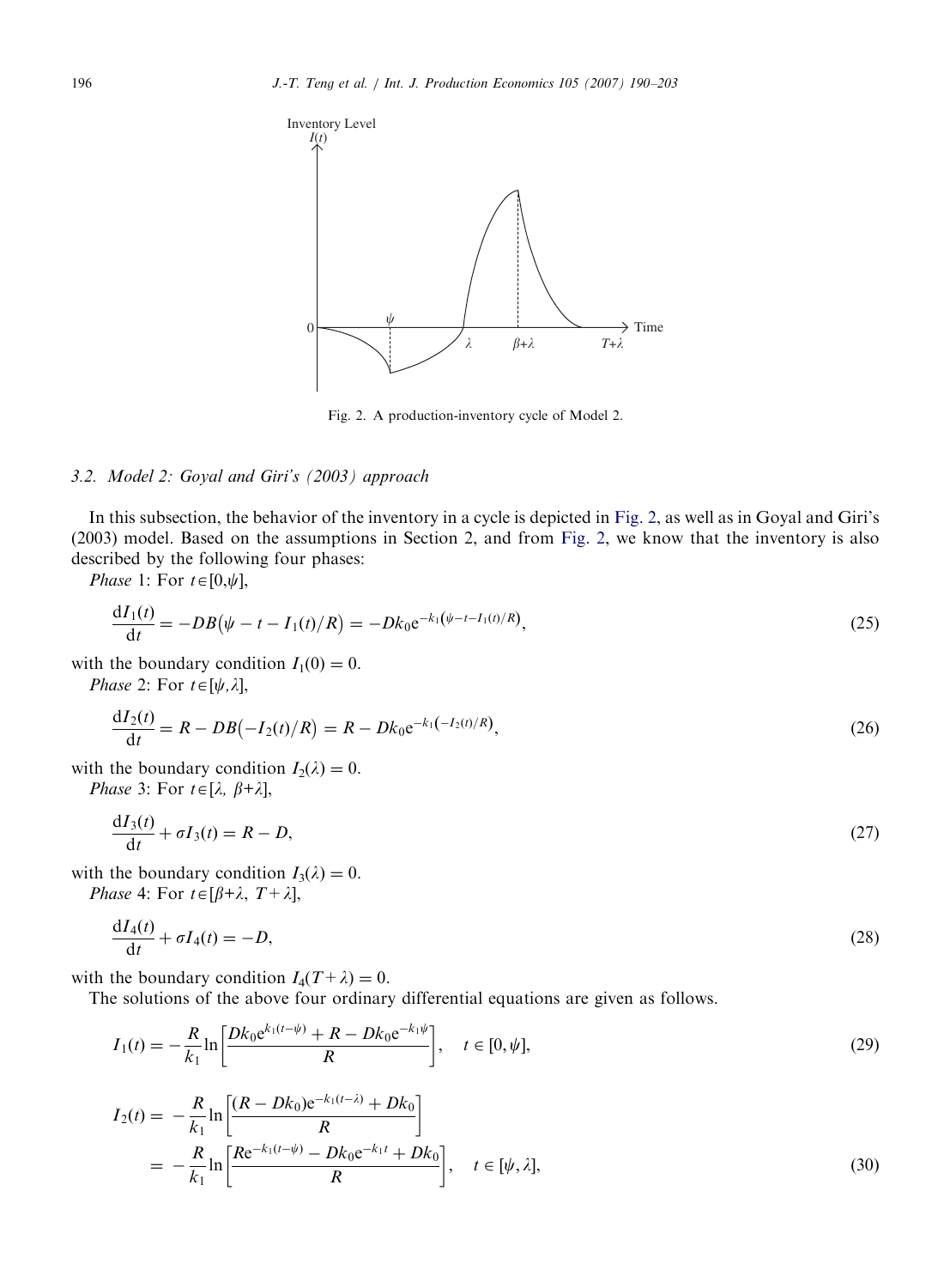Fig. 2. A production-inventory cycle of Model 2.

### 3.2. Model 2: Goyal and Giri's (2003) approach

In this subsection, the behavior of the inventory in a cycle is depicted in Fig. 2, as well as in Goyal and Giri's (2003) model. Based on the assumptions in Section 2, and from Fig. 2, we know that the inventory is also described by the following four phases:

*Phase* 1: For $t \in [0, \psi]$,

$$\frac{\mathrm{d}I_1(t)}{\mathrm{d}t} = -DB\big(\psi - t - I_1(t)/R\big) = -Dk_0 \mathrm{e}^{-k_1(\psi - t - I_1(t)/R)}, \tag{25}$$

with the boundary condition $I_1(0) = 0$.

*Phase* 2: For $t \in [\psi, \lambda]$,

$$\frac{\mathrm{d}I_2(t)}{\mathrm{d}t} = R - DB\big(-I_2(t)/R\big) = R - Dk_0 \mathrm{e}^{-k_1(-I_2(t)/R)}, \tag{26}$$

with the boundary condition $I_2(\lambda) = 0$.

*Phase* 3: For $t \in [\lambda, \beta + \lambda]$,

$$\frac{\mathrm{d}I_3(t)}{\mathrm{d}t} + \sigma I_3(t) = R - D, \tag{27}$$

with the boundary condition $I_3(\lambda) = 0$.

*Phase* 4: For $t \in [\beta + \lambda, T + \lambda]$,

$$\frac{\mathrm{d}I_4(t)}{\mathrm{d}t} + \sigma I_4(t) = -D, \tag{28}$$

with the boundary condition $I_4(T + \lambda) = 0$.

The solutions of the above four ordinary differential equations are given as follows.

$$I_1(t) = -\frac{R}{k_1} \ln\left[\frac{Dk_0 \mathrm{e}^{k_1(t-\psi)} + R - Dk_0 \mathrm{e}^{-k_1\psi}}{R}\right], \quad t \in [0, \psi], \tag{29}$$

$$\begin{aligned} I_2(t) &= -\frac{R}{k_1} \ln\left[\frac{(R - Dk_0)\mathrm{e}^{-k_1(t-\lambda)} + Dk_0}{R}\right] \\ &= -\frac{R}{k_1} \ln\left[\frac{R\mathrm{e}^{-k_1(t-\psi)} - Dk_0 \mathrm{e}^{-k_1 t} + Dk_0}{R}\right], \quad t \in [\psi, \lambda], \end{aligned} \tag{30}$$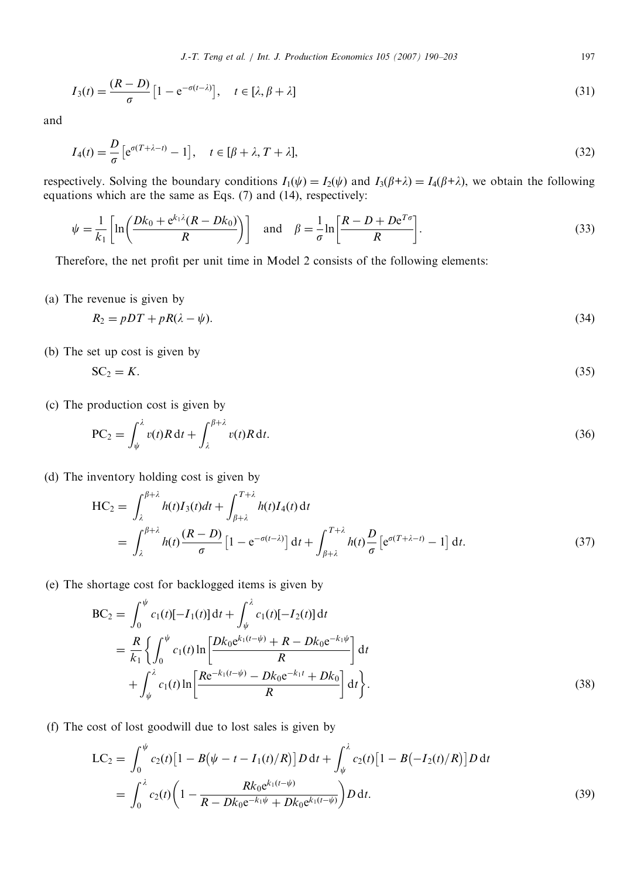$$I_3(t) = \frac{(R-D)}{\sigma}\left[1 - e^{-\sigma(t-\lambda)}\right], \quad t \in [\lambda, \beta+\lambda] \tag{31}$$

and

$$I_4(t) = \frac{D}{\sigma}\left[e^{\sigma(T+\lambda-t)} - 1\right], \quad t \in [\beta+\lambda, T+\lambda], \tag{32}$$

respectively. Solving the boundary conditions $I_1(\psi) = I_2(\psi)$ and $I_3(\beta+\lambda) = I_4(\beta+\lambda)$, we obtain the following equations which are the same as Eqs. (7) and (14), respectively:

$$\psi = \frac{1}{k_1}\left[\ln\left(\frac{Dk_0 + e^{k_1\lambda}(R - Dk_0)}{R}\right)\right] \quad \text{and} \quad \beta = \frac{1}{\sigma}\ln\left[\frac{R - D + De^{T\sigma}}{R}\right]. \tag{33}$$

Therefore, the net profit per unit time in Model 2 consists of the following elements:

(a) The revenue is given by

$$R_2 = pDT + pR(\lambda - \psi). \tag{34}$$

(b) The set up cost is given by

$$SC_2 = K. \tag{35}$$

(c) The production cost is given by

$$PC_2 = \int_{\psi}^{\lambda} v(t)R\,dt + \int_{\lambda}^{\beta+\lambda} v(t)R\,dt. \tag{36}$$

(d) The inventory holding cost is given by

$$\begin{aligned}
HC_2 &= \int_{\lambda}^{\beta+\lambda} h(t)I_3(t)dt + \int_{\beta+\lambda}^{T+\lambda} h(t)I_4(t)\,dt \\
&= \int_{\lambda}^{\beta+\lambda} h(t)\frac{(R-D)}{\sigma}\left[1 - e^{-\sigma(t-\lambda)}\right]dt + \int_{\beta+\lambda}^{T+\lambda} h(t)\frac{D}{\sigma}\left[e^{\sigma(T+\lambda-t)} - 1\right]dt.
\end{aligned} \tag{37}$$

(e) The shortage cost for backlogged items is given by

$$\begin{aligned}
BC_2 &= \int_0^{\psi} c_1(t)[-I_1(t)]\,dt + \int_{\psi}^{\lambda} c_1(t)[-I_2(t)]\,dt \\
&= \frac{R}{k_1}\left\{\int_0^{\psi} c_1(t)\ln\left[\frac{Dk_0e^{k_1(t-\psi)} + R - Dk_0e^{-k_1\psi}}{R}\right]dt \right. \\
&\quad \left. + \int_{\psi}^{\lambda} c_1(t)\ln\left[\frac{Re^{-k_1(t-\psi)} - Dk_0e^{-k_1t} + Dk_0}{R}\right]dt\right\}.
\end{aligned} \tag{38}$$

(f) The cost of lost goodwill due to lost sales is given by

$$\begin{aligned}
LC_2 &= \int_0^{\psi} c_2(t)\left[1 - B\left(\psi - t - I_1(t)/R\right)\right]D\,dt + \int_{\psi}^{\lambda} c_2(t)\left[1 - B\left(-I_2(t)/R\right)\right]D\,dt \\
&= \int_0^{\lambda} c_2(t)\left(1 - \frac{Rk_0e^{k_1(t-\psi)}}{R - Dk_0e^{-k_1\psi} + Dk_0e^{k_1(t-\psi)}}\right)D\,dt.
\end{aligned} \tag{39}$$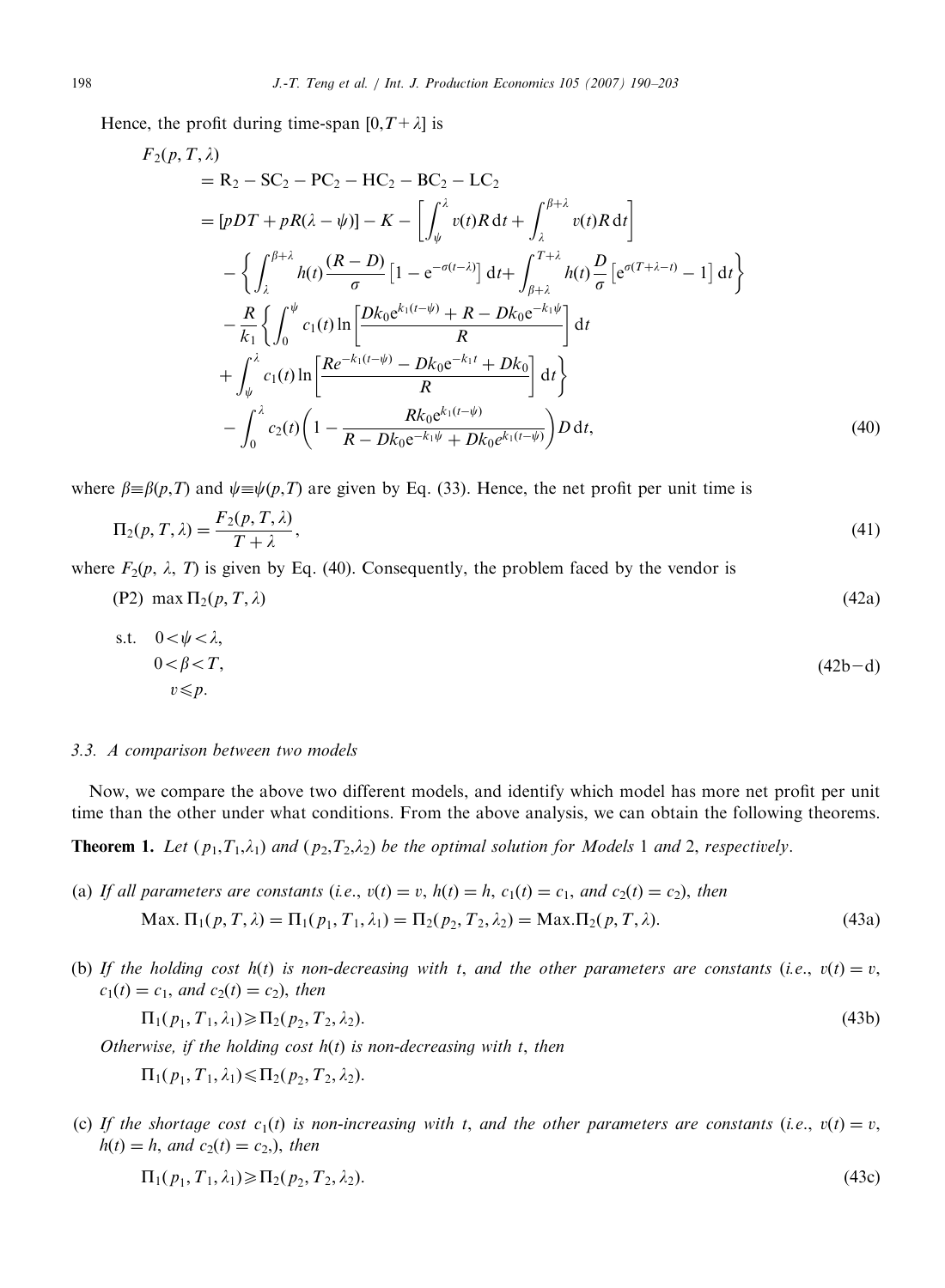Hence, the profit during time-span $[0, T+\lambda]$ is

$$
\begin{aligned}
F_2(p,T,\lambda) &= \mathrm{R}_2 - \mathrm{SC}_2 - \mathrm{PC}_2 - \mathrm{HC}_2 - \mathrm{BC}_2 - \mathrm{LC}_2 \\
&= [pDT + pR(\lambda-\psi)] - K - \left[\int_{\psi}^{\lambda} v(t)R\,\mathrm{d}t + \int_{\lambda}^{\beta+\lambda} v(t)R\,\mathrm{d}t\right] \\
&\quad - \left\{\int_{\lambda}^{\beta+\lambda} h(t)\frac{(R-D)}{\sigma}\left[1-\mathrm{e}^{-\sigma(t-\lambda)}\right]\mathrm{d}t + \int_{\beta+\lambda}^{T+\lambda} h(t)\frac{D}{\sigma}\left[\mathrm{e}^{\sigma(T+\lambda-t)}-1\right]\mathrm{d}t\right\} \\
&\quad - \frac{R}{k_1}\left\{\int_0^{\psi} c_1(t)\ln\left[\frac{Dk_0\mathrm{e}^{k_1(t-\psi)} + R - Dk_0\mathrm{e}^{-k_1\psi}}{R}\right]\mathrm{d}t \right.\\
&\quad \left. + \int_{\psi}^{\lambda} c_1(t)\ln\left[\frac{R e^{-k_1(t-\psi)} - Dk_0\mathrm{e}^{-k_1 t} + Dk_0}{R}\right]\mathrm{d}t\right\} \\
&\quad - \int_0^{\lambda} c_2(t)\left(1 - \frac{Rk_0\mathrm{e}^{k_1(t-\psi)}}{R - Dk_0\mathrm{e}^{-k_1\psi} + Dk_0 e^{k_1(t-\psi)}}\right)D\,\mathrm{d}t,
\end{aligned} \tag{40}
$$

where $\beta \equiv \beta(p,T)$ and $\psi \equiv \psi(p,T)$ are given by Eq. (33). Hence, the net profit per unit time is

$$
\Pi_2(p,T,\lambda) = \frac{F_2(p,T,\lambda)}{T+\lambda}, \tag{41}
$$

where $F_2(p,\lambda,T)$ is given by Eq. (40). Consequently, the problem faced by the vendor is

$$
\text{(P2)}\ \ \max \Pi_2(p,T,\lambda) \tag{42a}
$$

$$
\begin{aligned}
\text{s.t.}\quad & 0<\psi<\lambda, \\
& 0<\beta<T, \\
& v \leqslant p.
\end{aligned} \tag{42b--d}
$$

### 3.3. A comparison between two models

Now, we compare the above two different models, and identify which model has more net profit per unit time than the other under what conditions. From the above analysis, we can obtain the following theorems.

**Theorem 1.** *Let* $(p_1,T_1,\lambda_1)$ *and* $(p_2,T_2,\lambda_2)$ *be the optimal solution for Models* 1 *and* 2, *respectively*.

(a) *If all parameters are constants* (*i.e*., $v(t)=v$, $h(t)=h$, $c_1(t)=c_1$, *and* $c_2(t)=c_2$), *then*

$$
\text{Max. } \Pi_1(p,T,\lambda) = \Pi_1(p_1,T_1,\lambda_1) = \Pi_2(p_2,T_2,\lambda_2) = \text{Max.} \Pi_2(p,T,\lambda). \tag{43a}
$$

(b) *If the holding cost* $h(t)$ *is non-decreasing with* $t$, *and the other parameters are constants* (*i.e*., $v(t)=v$, $c_1(t)=c_1$, *and* $c_2(t)=c_2$), *then*

$$
\Pi_1(p_1,T_1,\lambda_1) \geqslant \Pi_2(p_2,T_2,\lambda_2). \tag{43b}
$$

*Otherwise, if the holding cost* $h(t)$ *is non-decreasing with* $t$, *then*

$$
\Pi_1(p_1,T_1,\lambda_1) \leqslant \Pi_2(p_2,T_2,\lambda_2).
$$

(c) *If the shortage cost* $c_1(t)$ *is non-increasing with* $t$, *and the other parameters are constants* (*i.e*., $v(t)=v$, $h(t)=h$, *and* $c_2(t)=c_2$,), *then*

$$
\Pi_1(p_1,T_1,\lambda_1) \geqslant \Pi_2(p_2,T_2,\lambda_2). \tag{43c}
$$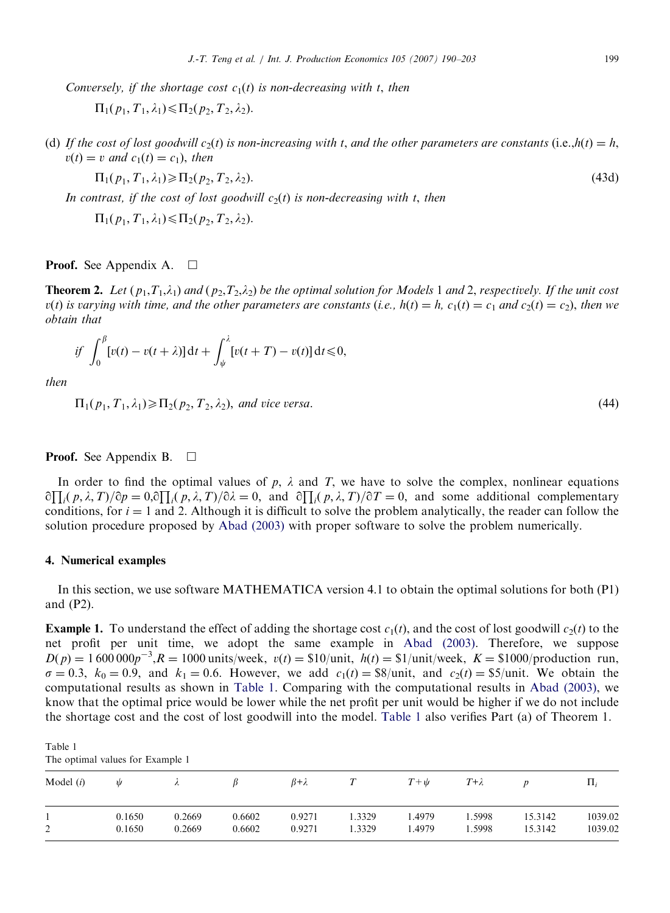*Conversely, if the shortage cost $c_1(t)$ is non-decreasing with $t$, then*

$$\Pi_1(p_1, T_1, \lambda_1) \leqslant \Pi_2(p_2, T_2, \lambda_2).$$

(d) *If the cost of lost goodwill $c_2(t)$ is non-increasing with $t$, and the other parameters are constants* (*i.e.*, $h(t) = h$, $v(t) = v$ *and* $c_1(t) = c_1$), *then*

$$\Pi_1(p_1, T_1, \lambda_1) \geqslant \Pi_2(p_2, T_2, \lambda_2). \tag{43d}$$

*In contrast, if the cost of lost goodwill $c_2(t)$ is non-decreasing with $t$, then*

$$\Pi_1(p_1, T_1, \lambda_1) \leqslant \Pi_2(p_2, T_2, \lambda_2).$$

**Proof.** See Appendix A. □

**Theorem 2.** *Let $(p_1, T_1, \lambda_1)$ and $(p_2, T_2, \lambda_2)$ be the optimal solution for Models* 1 *and* 2, *respectively. If the unit cost $v(t)$ is varying with time, and the other parameters are constants* (*i.e.*, $h(t) = h$, $c_1(t) = c_1$ *and* $c_2(t) = c_2$), *then we obtain that*

$$\text{if } \int_0^\beta [v(t) - v(t+\lambda)]\,\mathrm{d}t + \int_\psi^\lambda [v(t+T) - v(t)]\,\mathrm{d}t \leqslant 0,$$

*then*

$$\Pi_1(p_1, T_1, \lambda_1) \geqslant \Pi_2(p_2, T_2, \lambda_2), \text{ and vice versa.} \tag{44}$$

**Proof.** See Appendix B. □

In order to find the optimal values of $p$, $\lambda$ and $T$, we have to solve the complex, nonlinear equations $\partial \prod_i(p, \lambda, T)/\partial p = 0, \partial \prod_i(p, \lambda, T)/\partial \lambda = 0$, and $\partial \prod_i(p, \lambda, T)/\partial T = 0$, and some additional complementary conditions, for $i = 1$ and 2. Although it is difficult to solve the problem analytically, the reader can follow the solution procedure proposed by Abad (2003) with proper software to solve the problem numerically.

## 4. Numerical examples

In this section, we use software MATHEMATICA version 4.1 to obtain the optimal solutions for both (P1) and (P2).

**Example 1.** To understand the effect of adding the shortage cost $c_1(t)$, and the cost of lost goodwill $c_2(t)$ to the net profit per unit time, we adopt the same example in Abad (2003). Therefore, we suppose $D(p) = 1\,600\,000p^{-3}$, $R = 1000$ units/week, $v(t) = \$10$/unit, $h(t) = \$1$/unit/week, $K = \$1000$/production run, $\sigma = 0.3$, $k_0 = 0.9$, and $k_1 = 0.6$. However, we add $c_1(t) = \$8$/unit, and $c_2(t) = \$5$/unit. We obtain the computational results as shown in Table 1. Comparing with the computational results in Abad (2003), we know that the optimal price would be lower while the net profit per unit would be higher if we do not include the shortage cost and the cost of lost goodwill into the model. Table 1 also verifies Part (a) of Theorem 1.

Table 1
The optimal values for Example 1

| Model ($i$) | $\psi$ | $\lambda$ | $\beta$ | $\beta$+$\lambda$ | $T$ | $T$+$\psi$ | $T$+$\lambda$ | $p$ | $\Pi_i$ |
|---|---|---|---|---|---|---|---|---|---|
| 1 | 0.1650 | 0.2669 | 0.6602 | 0.9271 | 1.3329 | 1.4979 | 1.5998 | 15.3142 | 1039.02 |
| 2 | 0.1650 | 0.2669 | 0.6602 | 0.9271 | 1.3329 | 1.4979 | 1.5998 | 15.3142 | 1039.02 |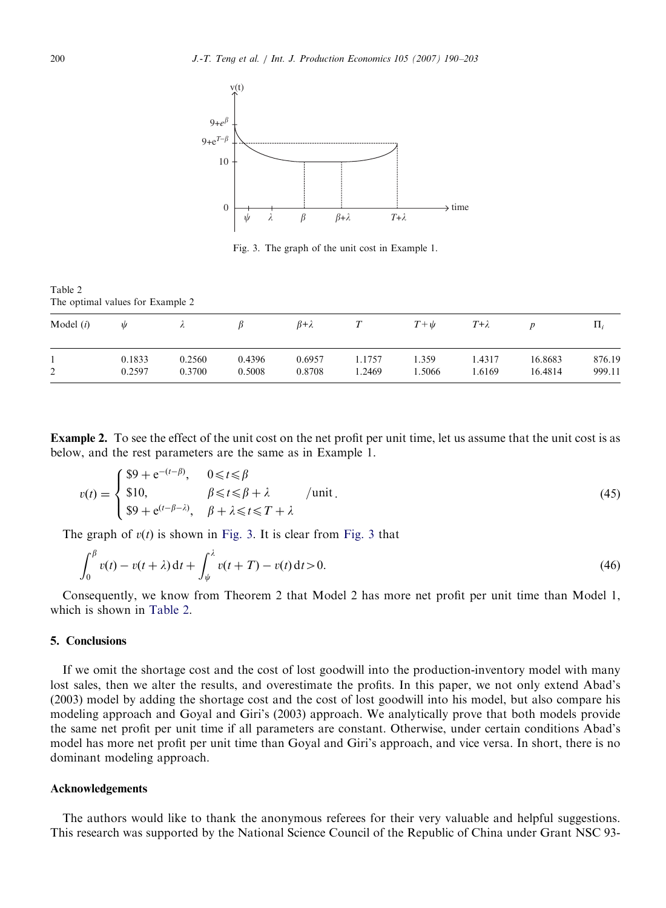Fig. 3. The graph of the unit cost in Example 1.

Table 2
The optimal values for Example 2

| Model ($i$) | $\psi$ | $\lambda$ | $\beta$ | $\beta+\lambda$ | $T$ | $T+\psi$ | $T+\lambda$ | $p$ | $\Pi_i$ |
|---|---|---|---|---|---|---|---|---|---|
| 1 | 0.1833 | 0.2560 | 0.4396 | 0.6957 | 1.1757 | 1.359 | 1.4317 | 16.8683 | 876.19 |
| 2 | 0.2597 | 0.3700 | 0.5008 | 0.8708 | 1.2469 | 1.5066 | 1.6169 | 16.4814 | 999.11 |

**Example 2.** To see the effect of the unit cost on the net profit per unit time, let us assume that the unit cost is as below, and the rest parameters are the same as in Example 1.

$$v(t) = \begin{cases} \$9 + e^{-(t-\beta)}, & 0 \leqslant t \leqslant \beta \\ \$10, & \beta \leqslant t \leqslant \beta + \lambda \\ \$9 + e^{(t-\beta-\lambda)}, & \beta + \lambda \leqslant t \leqslant T + \lambda \end{cases} \quad /\text{unit}. \tag{45}$$

The graph of $v(t)$ is shown in Fig. 3. It is clear from Fig. 3 that

$$\int_0^\beta v(t) - v(t+\lambda)\,dt + \int_\psi^\lambda v(t+T) - v(t)\,dt > 0. \tag{46}$$

Consequently, we know from Theorem 2 that Model 2 has more net profit per unit time than Model 1, which is shown in Table 2.

## 5. Conclusions

If we omit the shortage cost and the cost of lost goodwill into the production-inventory model with many lost sales, then we alter the results, and overestimate the profits. In this paper, we not only extend Abad's (2003) model by adding the shortage cost and the cost of lost goodwill into his model, but also compare his modeling approach and Goyal and Giri's (2003) approach. We analytically prove that both models provide the same net profit per unit time if all parameters are constant. Otherwise, under certain conditions Abad's model has more net profit per unit time than Goyal and Giri's approach, and vice versa. In short, there is no dominant modeling approach.

### Acknowledgements

The authors would like to thank the anonymous referees for their very valuable and helpful suggestions. This research was supported by the National Science Council of the Republic of China under Grant NSC 93-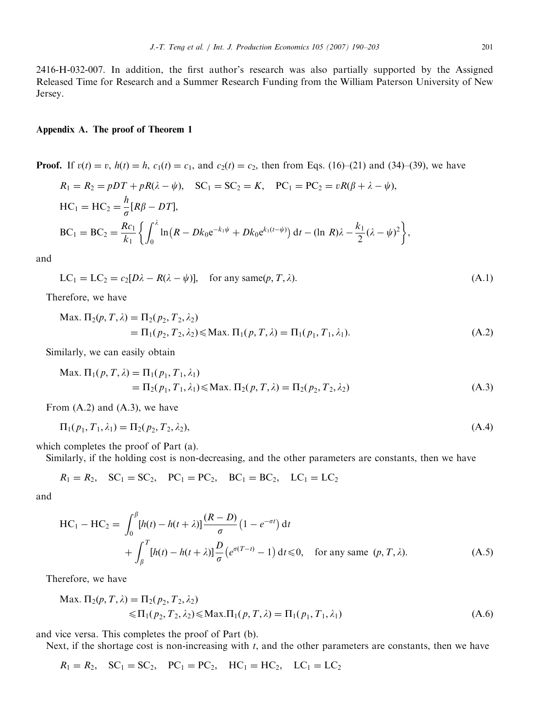2416-H-032-007. In addition, the first author's research was also partially supported by the Assigned Released Time for Research and a Summer Research Funding from the William Paterson University of New Jersey.

## Appendix A. The proof of Theorem 1

**Proof.** If $v(t) = v$, $h(t) = h$, $c_1(t) = c_1$, and $c_2(t) = c_2$, then from Eqs. (16)–(21) and (34)–(39), we have

$$R_1 = R_2 = pDT + pR(\lambda - \psi), \quad SC_1 = SC_2 = K, \quad PC_1 = PC_2 = vR(\beta + \lambda - \psi),$$

$$HC_1 = HC_2 = \frac{h}{\sigma}[R\beta - DT],$$

$$BC_1 = BC_2 = \frac{Rc_1}{k_1}\left\{\int_0^{\lambda} \ln\left(R - Dk_0 e^{-k_1\psi} + Dk_0 e^{k_1(t-\psi)}\right) dt - (\ln R)\lambda - \frac{k_1}{2}(\lambda - \psi)^2\right\},$$

and

$$LC_1 = LC_2 = c_2[D\lambda - R(\lambda - \psi)], \quad \text{for any same}(p, T, \lambda). \tag{A.1}$$

Therefore, we have

$$\begin{aligned}\text{Max. } \Pi_2(p, T, \lambda) &= \Pi_2(p_2, T_2, \lambda_2) \\ &= \Pi_1(p_2, T_2, \lambda_2) \leqslant \text{Max. } \Pi_1(p, T, \lambda) = \Pi_1(p_1, T_1, \lambda_1).\end{aligned} \tag{A.2}$$

Similarly, we can easily obtain

$$\begin{aligned}\text{Max. } \Pi_1(p, T, \lambda) &= \Pi_1(p_1, T_1, \lambda_1) \\ &= \Pi_2(p_1, T_1, \lambda_1) \leqslant \text{Max. } \Pi_2(p, T, \lambda) = \Pi_2(p_2, T_2, \lambda_2)\end{aligned} \tag{A.3}$$

From (A.2) and (A.3), we have

$$\Pi_1(p_1, T_1, \lambda_1) = \Pi_2(p_2, T_2, \lambda_2), \tag{A.4}$$

which completes the proof of Part (a).

Similarly, if the holding cost is non-decreasing, and the other parameters are constants, then we have

$$R_1 = R_2, \quad SC_1 = SC_2, \quad PC_1 = PC_2, \quad BC_1 = BC_2, \quad LC_1 = LC_2$$

and

$$\begin{aligned}HC_1 - HC_2 = &\int_0^{\beta} [h(t) - h(t + \lambda)] \frac{(R - D)}{\sigma}\left(1 - e^{-\sigma t}\right) dt \\ &+ \int_{\beta}^{T} [h(t) - h(t + \lambda)] \frac{D}{\sigma}\left(e^{\sigma(T-t)} - 1\right) dt \leqslant 0, \quad \text{for any same } (p, T, \lambda).\end{aligned} \tag{A.5}$$

Therefore, we have

$$\begin{aligned}\text{Max. } \Pi_2(p, T, \lambda) &= \Pi_2(p_2, T_2, \lambda_2) \\ &\leqslant \Pi_1(p_2, T_2, \lambda_2) \leqslant \text{Max.} \Pi_1(p, T, \lambda) = \Pi_1(p_1, T_1, \lambda_1)\end{aligned} \tag{A.6}$$

and vice versa. This completes the proof of Part (b).

Next, if the shortage cost is non-increasing with $t$, and the other parameters are constants, then we have

$$R_1 = R_2, \quad SC_1 = SC_2, \quad PC_1 = PC_2, \quad HC_1 = HC_2, \quad LC_1 = LC_2$$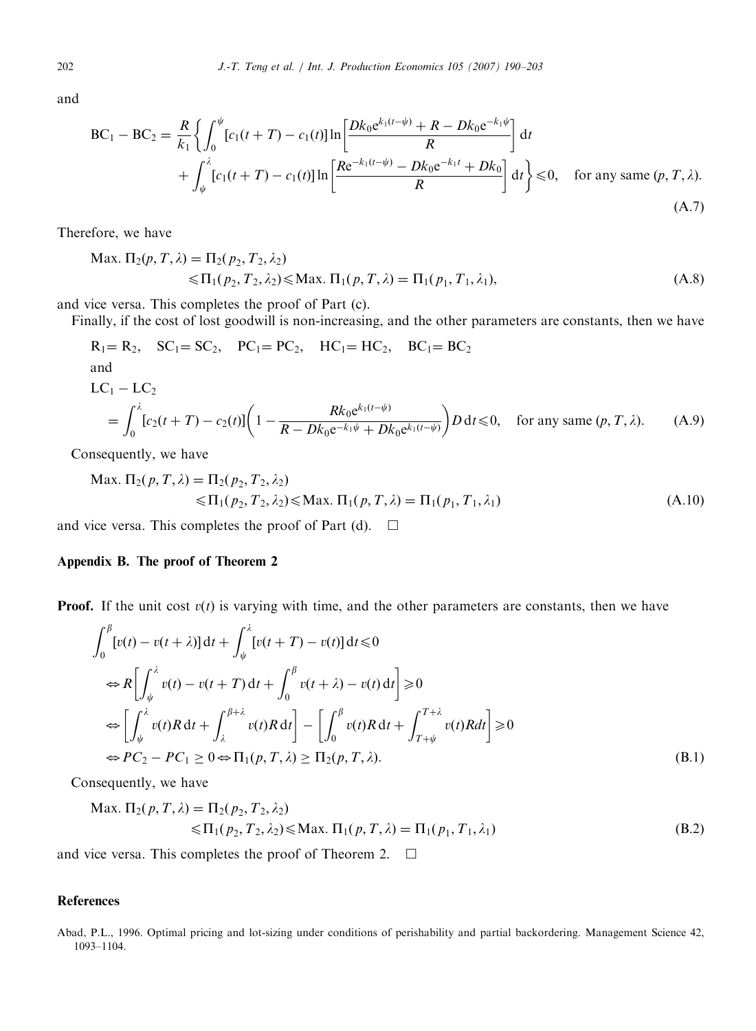and

$$\mathrm{BC}_1 - \mathrm{BC}_2 = \frac{R}{k_1}\left\{ \int_0^{\psi} [c_1(t+T) - c_1(t)] \ln\left[\frac{Dk_0 e^{k_1(t-\psi)} + R - Dk_0 e^{-k_1\psi}}{R}\right] \mathrm{d}t + \int_{\psi}^{\lambda} [c_1(t+T) - c_1(t)] \ln\left[\frac{Re^{-k_1(t-\psi)} - Dk_0 e^{-k_1 t} + Dk_0}{R}\right] \mathrm{d}t \right\} \leqslant 0, \quad \text{for any same } (p, T, \lambda). \tag{A.7}$$

Therefore, we have

$$\text{Max. } \Pi_2(p, T, \lambda) = \Pi_2(p_2, T_2, \lambda_2) \leqslant \Pi_1(p_2, T_2, \lambda_2) \leqslant \text{Max. } \Pi_1(p, T, \lambda) = \Pi_1(p_1, T_1, \lambda_1), \tag{A.8}$$

and vice versa. This completes the proof of Part (c).

Finally, if the cost of lost goodwill is non-increasing, and the other parameters are constants, then we have

$$\mathrm{R}_1 = \mathrm{R}_2, \quad \mathrm{SC}_1 = \mathrm{SC}_2, \quad \mathrm{PC}_1 = \mathrm{PC}_2, \quad \mathrm{HC}_1 = \mathrm{HC}_2, \quad \mathrm{BC}_1 = \mathrm{BC}_2$$

and

$$\mathrm{LC}_1 - \mathrm{LC}_2 = \int_0^{\lambda} [c_2(t+T) - c_2(t)] \left(1 - \frac{Rk_0 e^{k_1(t-\psi)}}{R - Dk_0 e^{-k_1\psi} + Dk_0 e^{k_1(t-\psi)}}\right) D \, \mathrm{d}t \leqslant 0, \quad \text{for any same } (p, T, \lambda). \tag{A.9}$$

Consequently, we have

$$\text{Max. } \Pi_2(p, T, \lambda) = \Pi_2(p_2, T_2, \lambda_2) \leqslant \Pi_1(p_2, T_2, \lambda_2) \leqslant \text{Max. } \Pi_1(p, T, \lambda) = \Pi_1(p_1, T_1, \lambda_1) \tag{A.10}$$

and vice versa. This completes the proof of Part (d). □

## Appendix B. The proof of Theorem 2

**Proof.** If the unit cost $v(t)$ is varying with time, and the other parameters are constants, then we have

$$\begin{aligned}
&\int_0^{\beta} [v(t) - v(t+\lambda)] \, \mathrm{d}t + \int_{\psi}^{\lambda} [v(t+T) - v(t)] \, \mathrm{d}t \leqslant 0 \\
&\Leftrightarrow R\left[\int_{\psi}^{\lambda} v(t) - v(t+T) \, \mathrm{d}t + \int_0^{\beta} v(t+\lambda) - v(t) \, \mathrm{d}t\right] \geqslant 0 \\
&\Leftrightarrow \left[\int_{\psi}^{\lambda} v(t) R \, \mathrm{d}t + \int_{\lambda}^{\beta+\lambda} v(t) R \, \mathrm{d}t\right] - \left[\int_0^{\beta} v(t) R \, \mathrm{d}t + \int_{T+\psi}^{T+\lambda} v(t) R dt\right] \geqslant 0 \\
&\Leftrightarrow PC_2 - PC_1 \geq 0 \Leftrightarrow \Pi_1(p, T, \lambda) \geq \Pi_2(p, T, \lambda).
\end{aligned} \tag{B.1}$$

Consequently, we have

$$\text{Max. } \Pi_2(p, T, \lambda) = \Pi_2(p_2, T_2, \lambda_2) \leqslant \Pi_1(p_2, T_2, \lambda_2) \leqslant \text{Max. } \Pi_1(p, T, \lambda) = \Pi_1(p_1, T_1, \lambda_1) \tag{B.2}$$

and vice versa. This completes the proof of Theorem 2. □

## References

Abad, P.L., 1996. Optimal pricing and lot-sizing under conditions of perishability and partial backordering. Management Science 42, 1093–1104.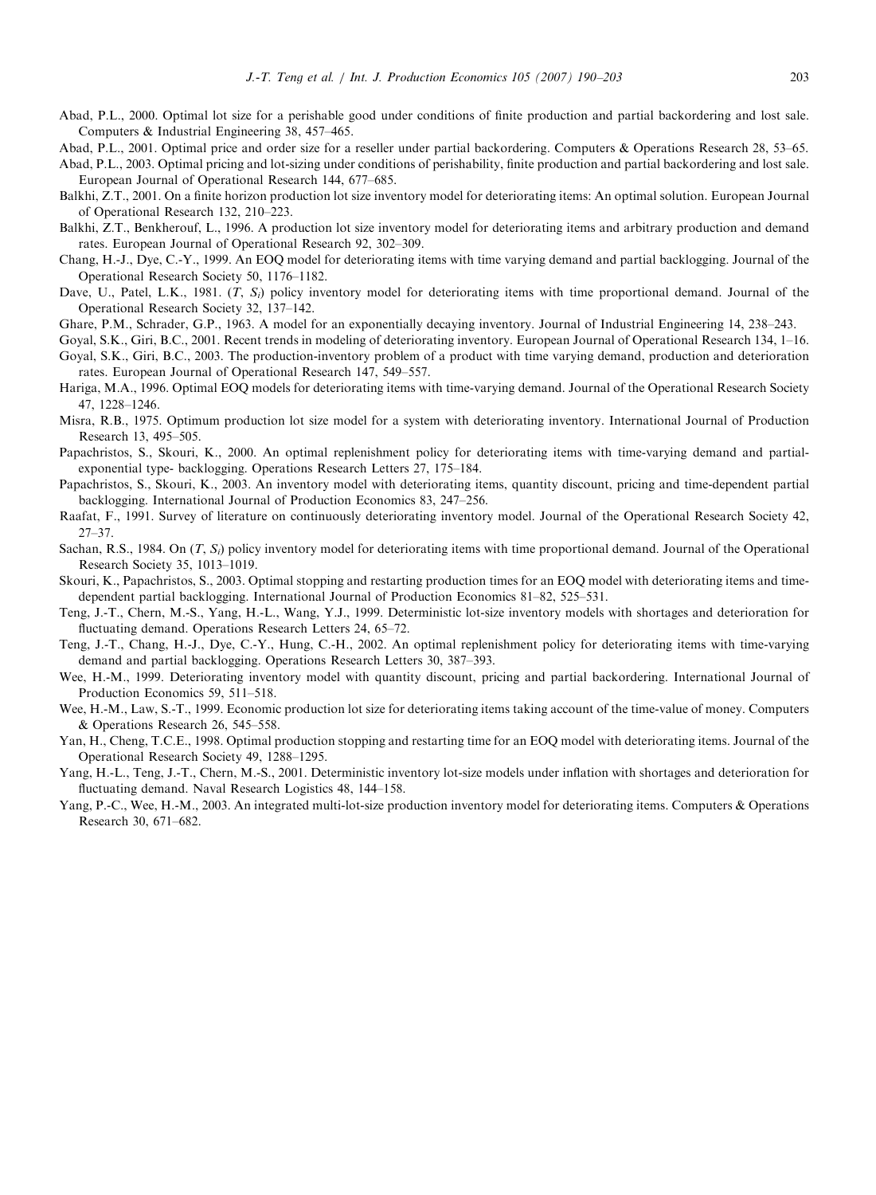Abad, P.L., 2000. Optimal lot size for a perishable good under conditions of finite production and partial backordering and lost sale. Computers & Industrial Engineering 38, 457–465.

Abad, P.L., 2001. Optimal price and order size for a reseller under partial backordering. Computers & Operations Research 28, 53–65.

Abad, P.L., 2003. Optimal pricing and lot-sizing under conditions of perishability, finite production and partial backordering and lost sale. European Journal of Operational Research 144, 677–685.

Balkhi, Z.T., 2001. On a finite horizon production lot size inventory model for deteriorating items: An optimal solution. European Journal of Operational Research 132, 210–223.

Balkhi, Z.T., Benkherouf, L., 1996. A production lot size inventory model for deteriorating items and arbitrary production and demand rates. European Journal of Operational Research 92, 302–309.

Chang, H.-J., Dye, C.-Y., 1999. An EOQ model for deteriorating items with time varying demand and partial backlogging. Journal of the Operational Research Society 50, 1176–1182.

Dave, U., Patel, L.K., 1981. ($T$, $S_i$) policy inventory model for deteriorating items with time proportional demand. Journal of the Operational Research Society 32, 137–142.

Ghare, P.M., Schrader, G.P., 1963. A model for an exponentially decaying inventory. Journal of Industrial Engineering 14, 238–243.

Goyal, S.K., Giri, B.C., 2001. Recent trends in modeling of deteriorating inventory. European Journal of Operational Research 134, 1–16.

Goyal, S.K., Giri, B.C., 2003. The production-inventory problem of a product with time varying demand, production and deterioration rates. European Journal of Operational Research 147, 549–557.

Hariga, M.A., 1996. Optimal EOQ models for deteriorating items with time-varying demand. Journal of the Operational Research Society 47, 1228–1246.

Misra, R.B., 1975. Optimum production lot size model for a system with deteriorating inventory. International Journal of Production Research 13, 495–505.

Papachristos, S., Skouri, K., 2000. An optimal replenishment policy for deteriorating items with time-varying demand and partial-exponential type- backlogging. Operations Research Letters 27, 175–184.

Papachristos, S., Skouri, K., 2003. An inventory model with deteriorating items, quantity discount, pricing and time-dependent partial backlogging. International Journal of Production Economics 83, 247–256.

Raafat, F., 1991. Survey of literature on continuously deteriorating inventory model. Journal of the Operational Research Society 42, 27–37.

Sachan, R.S., 1984. On ($T$, $S_i$) policy inventory model for deteriorating items with time proportional demand. Journal of the Operational Research Society 35, 1013–1019.

Skouri, K., Papachristos, S., 2003. Optimal stopping and restarting production times for an EOQ model with deteriorating items and time-dependent partial backlogging. International Journal of Production Economics 81–82, 525–531.

Teng, J.-T., Chern, M.-S., Yang, H.-L., Wang, Y.J., 1999. Deterministic lot-size inventory models with shortages and deterioration for fluctuating demand. Operations Research Letters 24, 65–72.

Teng, J.-T., Chang, H.-J., Dye, C.-Y., Hung, C.-H., 2002. An optimal replenishment policy for deteriorating items with time-varying demand and partial backlogging. Operations Research Letters 30, 387–393.

Wee, H.-M., 1999. Deteriorating inventory model with quantity discount, pricing and partial backordering. International Journal of Production Economics 59, 511–518.

Wee, H.-M., Law, S.-T., 1999. Economic production lot size for deteriorating items taking account of the time-value of money. Computers & Operations Research 26, 545–558.

Yan, H., Cheng, T.C.E., 1998. Optimal production stopping and restarting time for an EOQ model with deteriorating items. Journal of the Operational Research Society 49, 1288–1295.

Yang, H.-L., Teng, J.-T., Chern, M.-S., 2001. Deterministic inventory lot-size models under inflation with shortages and deterioration for fluctuating demand. Naval Research Logistics 48, 144–158.

Yang, P.-C., Wee, H.-M., 2003. An integrated multi-lot-size production inventory model for deteriorating items. Computers & Operations Research 30, 671–682.